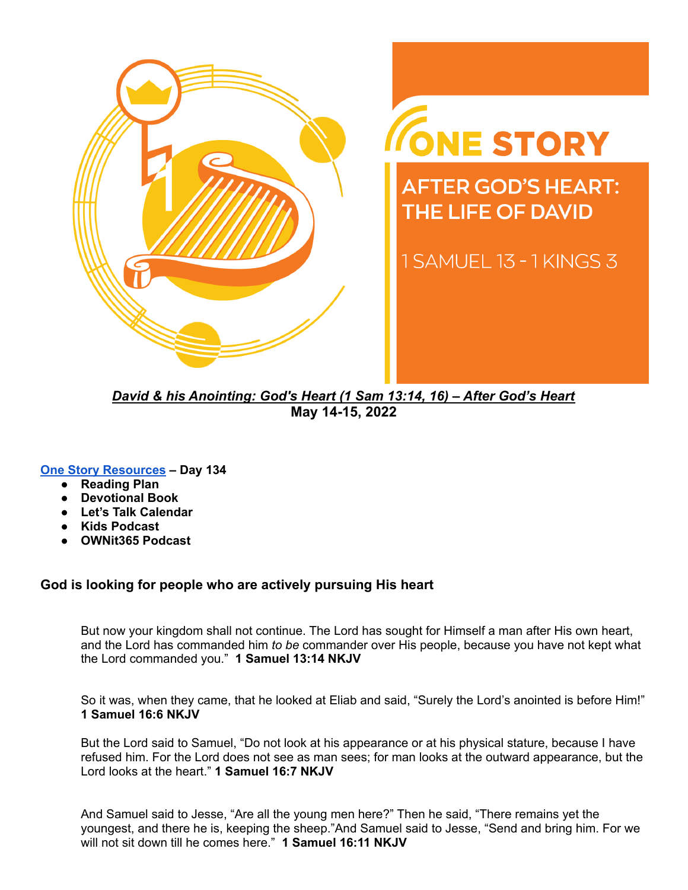ONE STORY

AFTER GOD'S HEART: THE LIFE OF DAVID

1 SAMUEL 13 - 1 KINGS 3

***David & his Anointing: God's Heart (1 Sam 13:14, 16) – After God's Heart***
**May 14-15, 2022**

**One Story Resources – Day 134**

- **Reading Plan**
- **Devotional Book**
- **Let's Talk Calendar**
- **Kids Podcast**
- **OWNit365 Podcast**

### God is looking for people who are actively pursuing His heart

> But now your kingdom shall not continue. The Lord has sought for Himself a man after His own heart, and the Lord has commanded him *to be* commander over His people, because you have not kept what the Lord commanded you." **1 Samuel 13:14 NKJV**

> So it was, when they came, that he looked at Eliab and said, "Surely the Lord's anointed is before Him!" **1 Samuel 16:6 NKJV**

> But the Lord said to Samuel, "Do not look at his appearance or at his physical stature, because I have refused him. For the Lord does not see as man sees; for man looks at the outward appearance, but the Lord looks at the heart." **1 Samuel 16:7 NKJV**

> And Samuel said to Jesse, "Are all the young men here?" Then he said, "There remains yet the youngest, and there he is, keeping the sheep."And Samuel said to Jesse, "Send and bring him. For we will not sit down till he comes here." **1 Samuel 16:11 NKJV**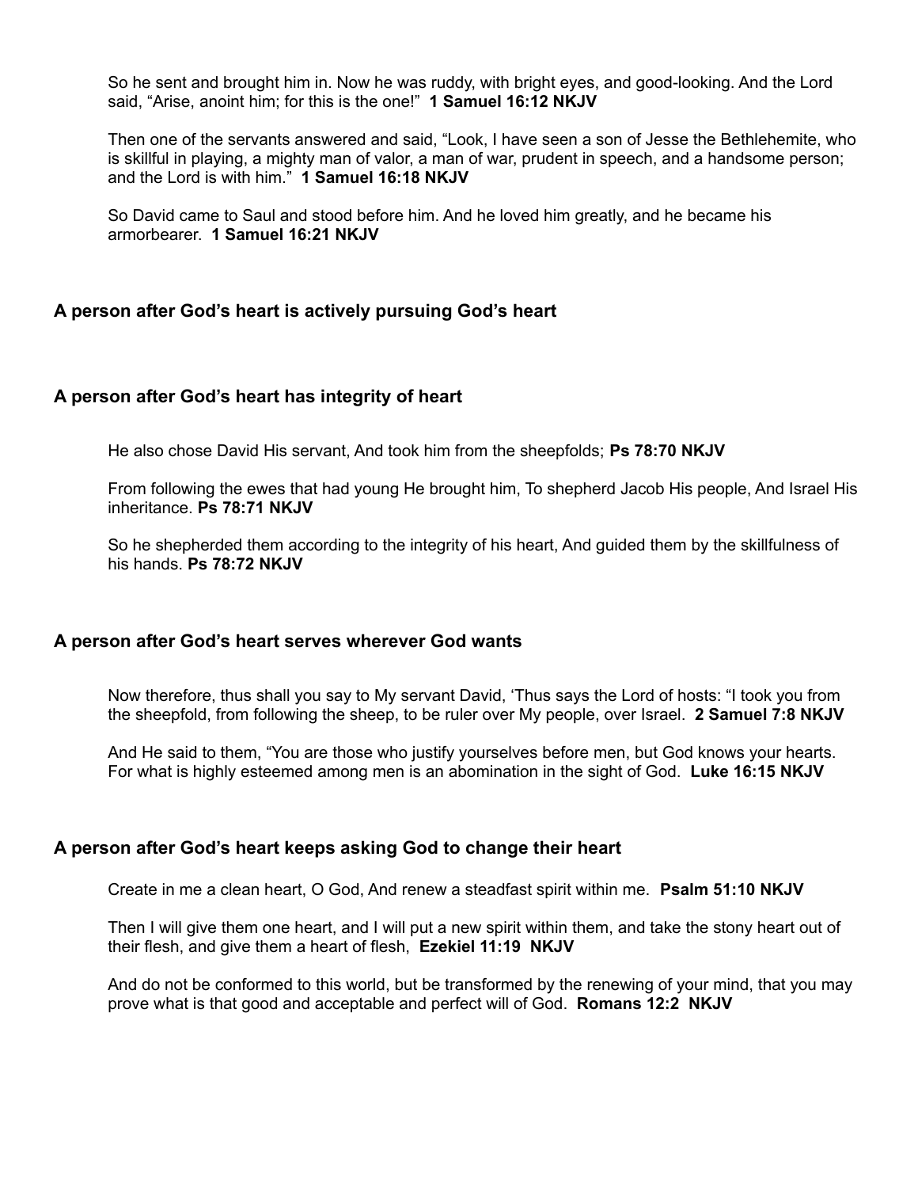So he sent and brought him in. Now he was ruddy, with bright eyes, and good-looking. And the Lord said, “Arise, anoint him; for this is the one!” **1 Samuel 16:12 NKJV**

Then one of the servants answered and said, “Look, I have seen a son of Jesse the Bethlehemite, who is skillful in playing, a mighty man of valor, a man of war, prudent in speech, and a handsome person; and the Lord is with him.” **1 Samuel 16:18 NKJV**

So David came to Saul and stood before him. And he loved him greatly, and he became his armorbearer. **1 Samuel 16:21 NKJV**

### A person after God’s heart is actively pursuing God’s heart

### A person after God’s heart has integrity of heart

He also chose David His servant, And took him from the sheepfolds; **Ps 78:70 NKJV**

From following the ewes that had young He brought him, To shepherd Jacob His people, And Israel His inheritance. **Ps 78:71 NKJV**

So he shepherded them according to the integrity of his heart, And guided them by the skillfulness of his hands. **Ps 78:72 NKJV**

### A person after God’s heart serves wherever God wants

Now therefore, thus shall you say to My servant David, ‘Thus says the Lord of hosts: “I took you from the sheepfold, from following the sheep, to be ruler over My people, over Israel. **2 Samuel 7:8 NKJV**

And He said to them, “You are those who justify yourselves before men, but God knows your hearts. For what is highly esteemed among men is an abomination in the sight of God. **Luke 16:15 NKJV**

### A person after God’s heart keeps asking God to change their heart

Create in me a clean heart, O God, And renew a steadfast spirit within me. **Psalm 51:10 NKJV**

Then I will give them one heart, and I will put a new spirit within them, and take the stony heart out of their flesh, and give them a heart of flesh, **Ezekiel 11:19 NKJV**

And do not be conformed to this world, but be transformed by the renewing of your mind, that you may prove what is that good and acceptable and perfect will of God. **Romans 12:2 NKJV**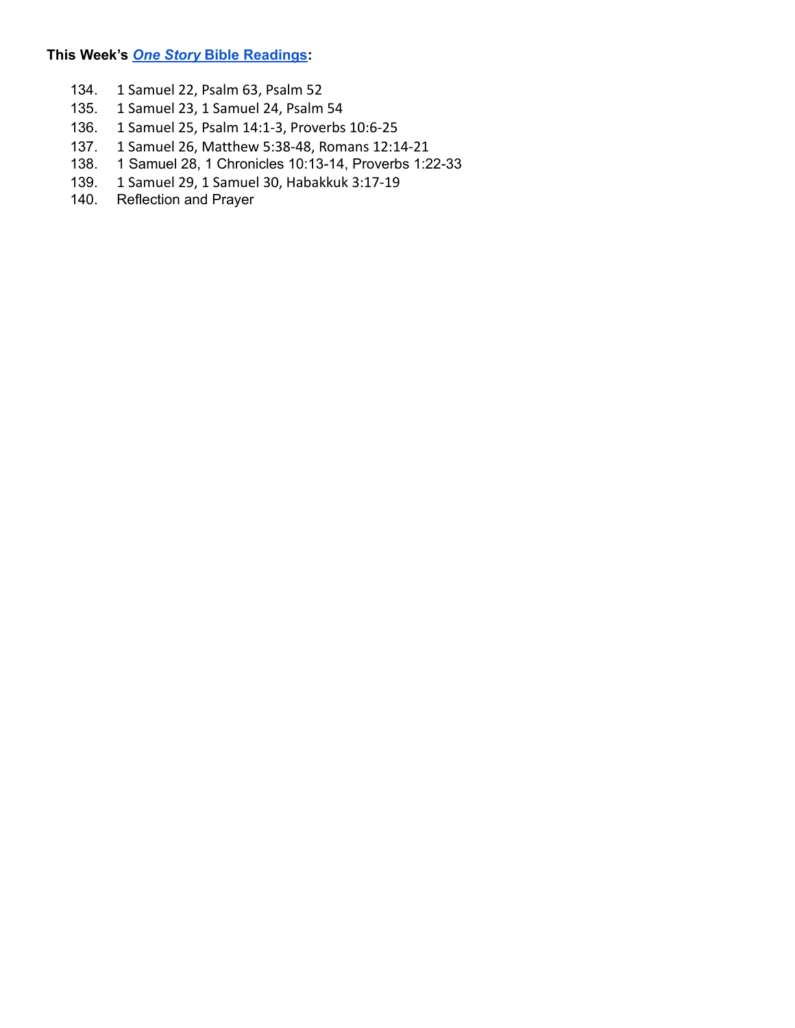**This Week's *One Story* Bible Readings:**

134. 1 Samuel 22, Psalm 63, Psalm 52
135. 1 Samuel 23, 1 Samuel 24, Psalm 54
136. 1 Samuel 25, Psalm 14:1-3, Proverbs 10:6-25
137. 1 Samuel 26, Matthew 5:38-48, Romans 12:14-21
138. 1 Samuel 28, 1 Chronicles 10:13-14, Proverbs 1:22-33
139. 1 Samuel 29, 1 Samuel 30, Habakkuk 3:17-19
140. Reflection and Prayer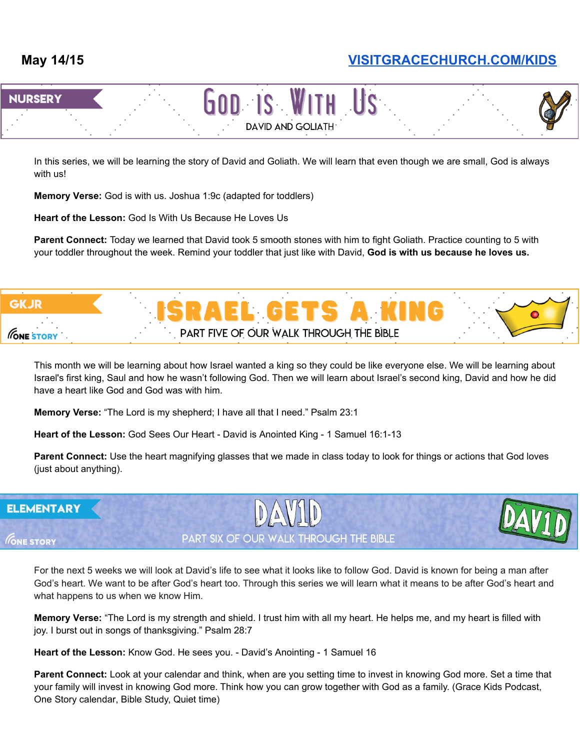**May 14/15** **VISITGRACECHURCH.COM/KIDS**

## NURSERY

# God Is With Us

DAVID AND GOLIATH

In this series, we will be learning the story of David and Goliath. We will learn that even though we are small, God is always with us!

**Memory Verse:** God is with us. Joshua 1:9c (adapted for toddlers)

**Heart of the Lesson:** God Is With Us Because He Loves Us

**Parent Connect:** Today we learned that David took 5 smooth stones with him to fight Goliath. Practice counting to 5 with your toddler throughout the week. Remind your toddler that just like with David, **God is with us because he loves us.**

## GKJR

ONE STORY

# ISRAEL GETS A KING

PART FIVE OF OUR WALK THROUGH THE BIBLE

This month we will be learning about how Israel wanted a king so they could be like everyone else. We will be learning about Israel's first king, Saul and how he wasn't following God. Then we will learn about Israel's second king, David and how he did have a heart like God and God was with him.

**Memory Verse:** "The Lord is my shepherd; I have all that I need." Psalm 23:1

**Heart of the Lesson:** God Sees Our Heart - David is Anointed King - 1 Samuel 16:1-13

**Parent Connect:** Use the heart magnifying glasses that we made in class today to look for things or actions that God loves (just about anything).

## ELEMENTARY

ONE STORY

# DAV1D

PART SIX OF OUR WALK THROUGH THE BIBLE

For the next 5 weeks we will look at David's life to see what it looks like to follow God. David is known for being a man after God's heart. We want to be after God's heart too. Through this series we will learn what it means to be after God's heart and what happens to us when we know Him.

**Memory Verse:** "The Lord is my strength and shield. I trust him with all my heart. He helps me, and my heart is filled with joy. I burst out in songs of thanksgiving." Psalm 28:7

**Heart of the Lesson:** Know God. He sees you. - David's Anointing - 1 Samuel 16

**Parent Connect:** Look at your calendar and think, when are you setting time to invest in knowing God more. Set a time that your family will invest in knowing God more. Think how you can grow together with God as a family. (Grace Kids Podcast, One Story calendar, Bible Study, Quiet time)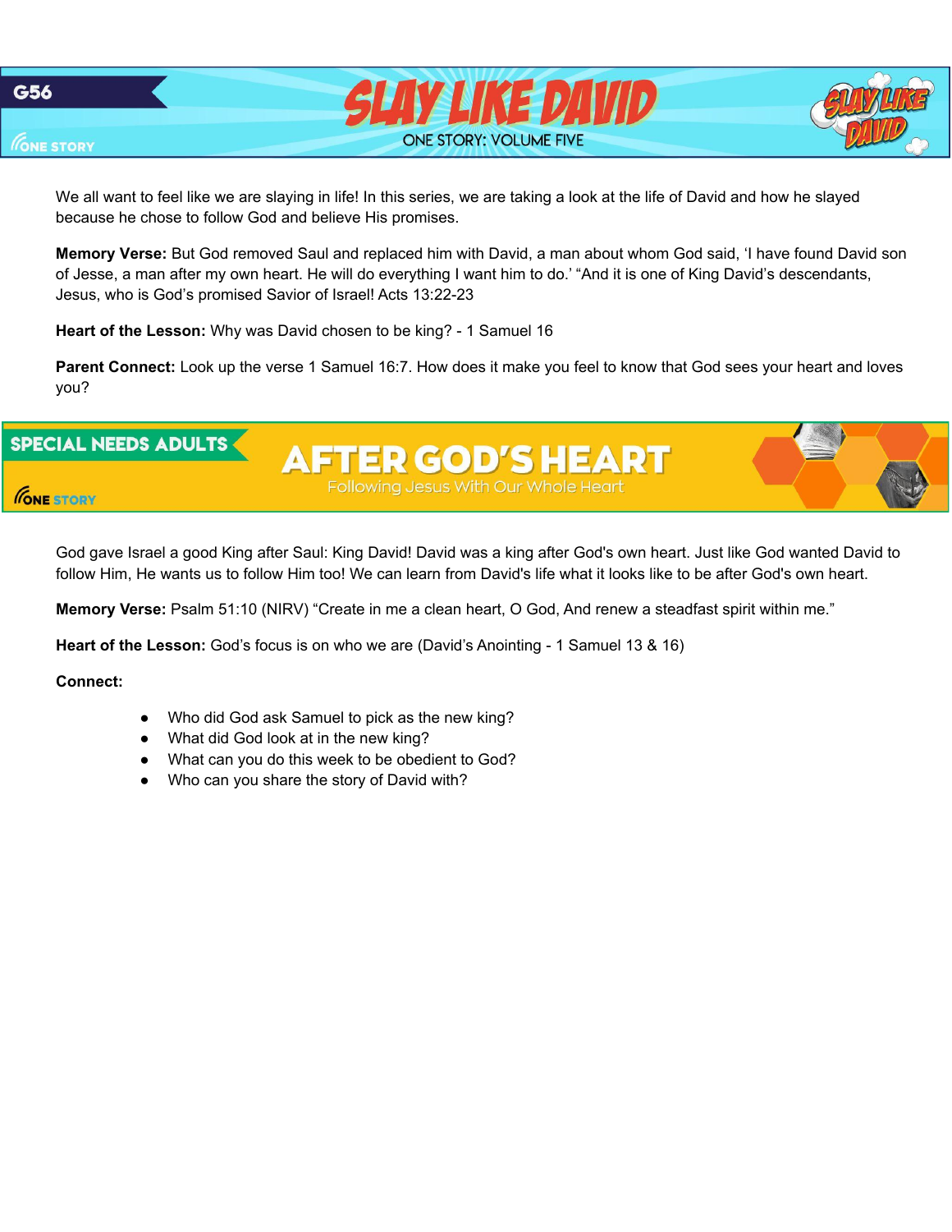G56

ONE STORY

# SLAY LIKE DAVID

ONE STORY: VOLUME FIVE

We all want to feel like we are slaying in life! In this series, we are taking a look at the life of David and how he slayed because he chose to follow God and believe His promises.

**Memory Verse:** But God removed Saul and replaced him with David, a man about whom God said, ‘I have found David son of Jesse, a man after my own heart. He will do everything I want him to do.’ “And it is one of King David’s descendants, Jesus, who is God’s promised Savior of Israel! Acts 13:22-23

**Heart of the Lesson:** Why was David chosen to be king? - 1 Samuel 16

**Parent Connect:** Look up the verse 1 Samuel 16:7. How does it make you feel to know that God sees your heart and loves you?

SPECIAL NEEDS ADULTS

ONE STORY

# AFTER GOD'S HEART

Following Jesus With Our Whole Heart

God gave Israel a good King after Saul: King David! David was a king after God's own heart. Just like God wanted David to follow Him, He wants us to follow Him too! We can learn from David's life what it looks like to be after God's own heart.

**Memory Verse:** Psalm 51:10 (NIRV) “Create in me a clean heart, O God, And renew a steadfast spirit within me.”

**Heart of the Lesson:** God’s focus is on who we are (David’s Anointing - 1 Samuel 13 & 16)

**Connect:**

- Who did God ask Samuel to pick as the new king?
- What did God look at in the new king?
- What can you do this week to be obedient to God?
- Who can you share the story of David with?